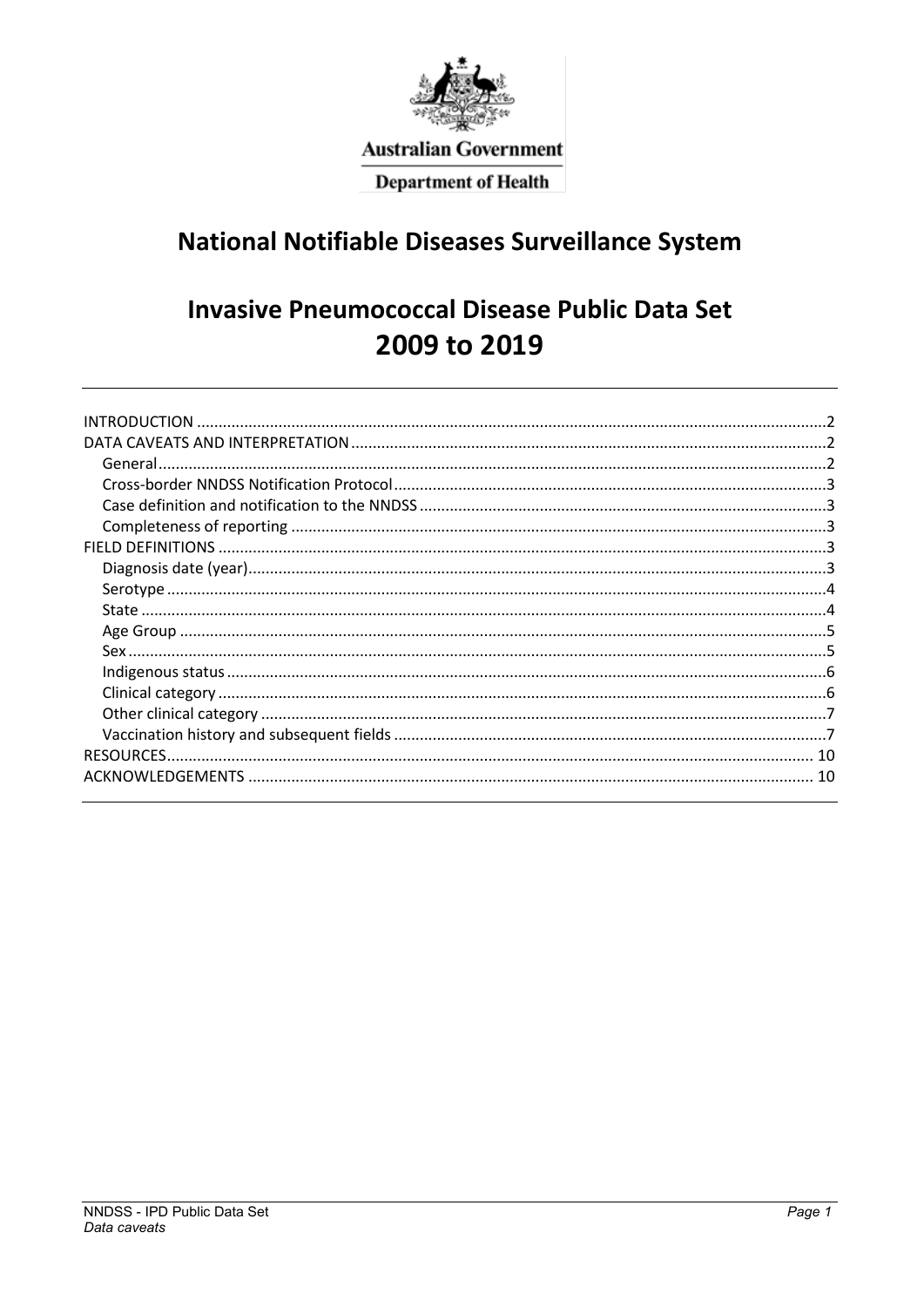Australian Government

Department of Health

# National Notifiable Diseases Surveillance System

# Invasive Pneumococcal Disease Public Data Set 2009 to 2019

- INTRODUCTION ... 2
- DATA CAVEATS AND INTERPRETATION ... 2
  - General ... 2
  - Cross-border NNDSS Notification Protocol ... 3
  - Case definition and notification to the NNDSS ... 3
  - Completeness of reporting ... 3
- FIELD DEFINITIONS ... 3
  - Diagnosis date (year) ... 3
  - Serotype ... 4
  - State ... 4
  - Age Group ... 5
  - Sex ... 5
  - Indigenous status ... 6
  - Clinical category ... 6
  - Other clinical category ... 7
  - Vaccination history and subsequent fields ... 7
- RESOURCES ... 10
- ACKNOWLEDGEMENTS ... 10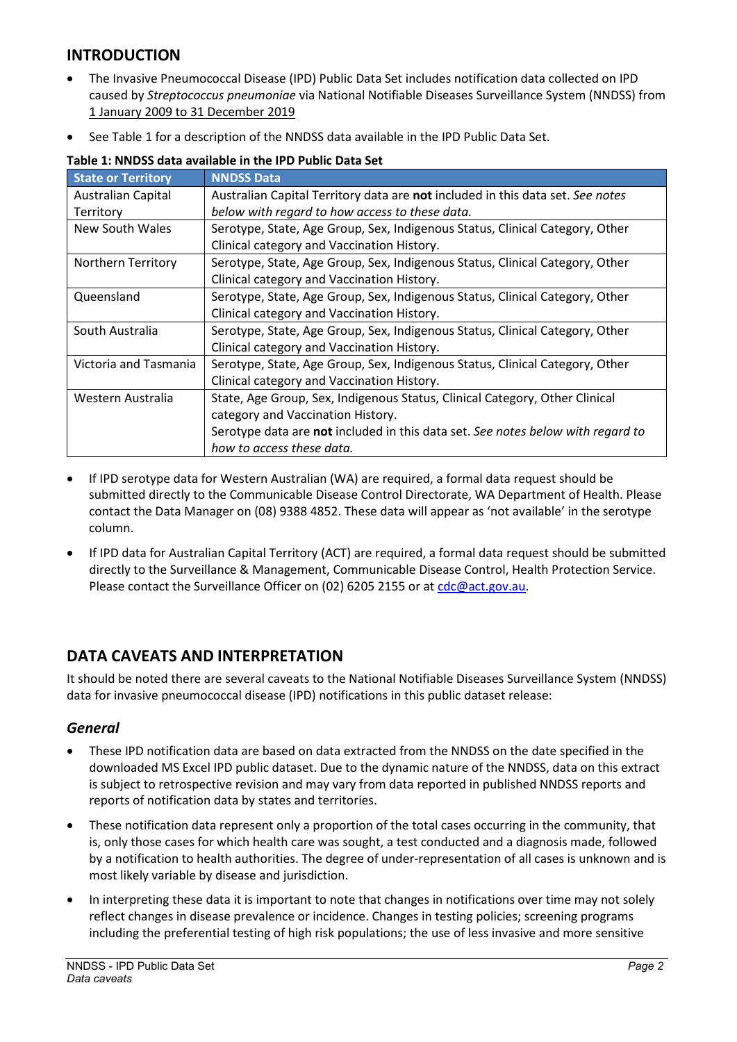## INTRODUCTION

- The Invasive Pneumococcal Disease (IPD) Public Data Set includes notification data collected on IPD caused by *Streptococcus pneumoniae* via National Notifiable Diseases Surveillance System (NNDSS) from 1 January 2009 to 31 December 2019
- See Table 1 for a description of the NNDSS data available in the IPD Public Data Set.

**Table 1: NNDSS data available in the IPD Public Data Set**

| State or Territory | NNDSS Data |
| --- | --- |
| Australian Capital Territory | Australian Capital Territory data are **not** included in this data set. *See notes below with regard to how access to these data.* |
| New South Wales | Serotype, State, Age Group, Sex, Indigenous Status, Clinical Category, Other Clinical category and Vaccination History. |
| Northern Territory | Serotype, State, Age Group, Sex, Indigenous Status, Clinical Category, Other Clinical category and Vaccination History. |
| Queensland | Serotype, State, Age Group, Sex, Indigenous Status, Clinical Category, Other Clinical category and Vaccination History. |
| South Australia | Serotype, State, Age Group, Sex, Indigenous Status, Clinical Category, Other Clinical category and Vaccination History. |
| Victoria and Tasmania | Serotype, State, Age Group, Sex, Indigenous Status, Clinical Category, Other Clinical category and Vaccination History. |
| Western Australia | State, Age Group, Sex, Indigenous Status, Clinical Category, Other Clinical category and Vaccination History. Serotype data are **not** included in this data set. *See notes below with regard to how to access these data.* |

- If IPD serotype data for Western Australian (WA) are required, a formal data request should be submitted directly to the Communicable Disease Control Directorate, WA Department of Health. Please contact the Data Manager on (08) 9388 4852. These data will appear as 'not available' in the serotype column.
- If IPD data for Australian Capital Territory (ACT) are required, a formal data request should be submitted directly to the Surveillance & Management, Communicable Disease Control, Health Protection Service. Please contact the Surveillance Officer on (02) 6205 2155 or at cdc@act.gov.au.

## DATA CAVEATS AND INTERPRETATION

It should be noted there are several caveats to the National Notifiable Diseases Surveillance System (NNDSS) data for invasive pneumococcal disease (IPD) notifications in this public dataset release:

### *General*

- These IPD notification data are based on data extracted from the NNDSS on the date specified in the downloaded MS Excel IPD public dataset. Due to the dynamic nature of the NNDSS, data on this extract is subject to retrospective revision and may vary from data reported in published NNDSS reports and reports of notification data by states and territories.
- These notification data represent only a proportion of the total cases occurring in the community, that is, only those cases for which health care was sought, a test conducted and a diagnosis made, followed by a notification to health authorities. The degree of under-representation of all cases is unknown and is most likely variable by disease and jurisdiction.
- In interpreting these data it is important to note that changes in notifications over time may not solely reflect changes in disease prevalence or incidence. Changes in testing policies; screening programs including the preferential testing of high risk populations; the use of less invasive and more sensitive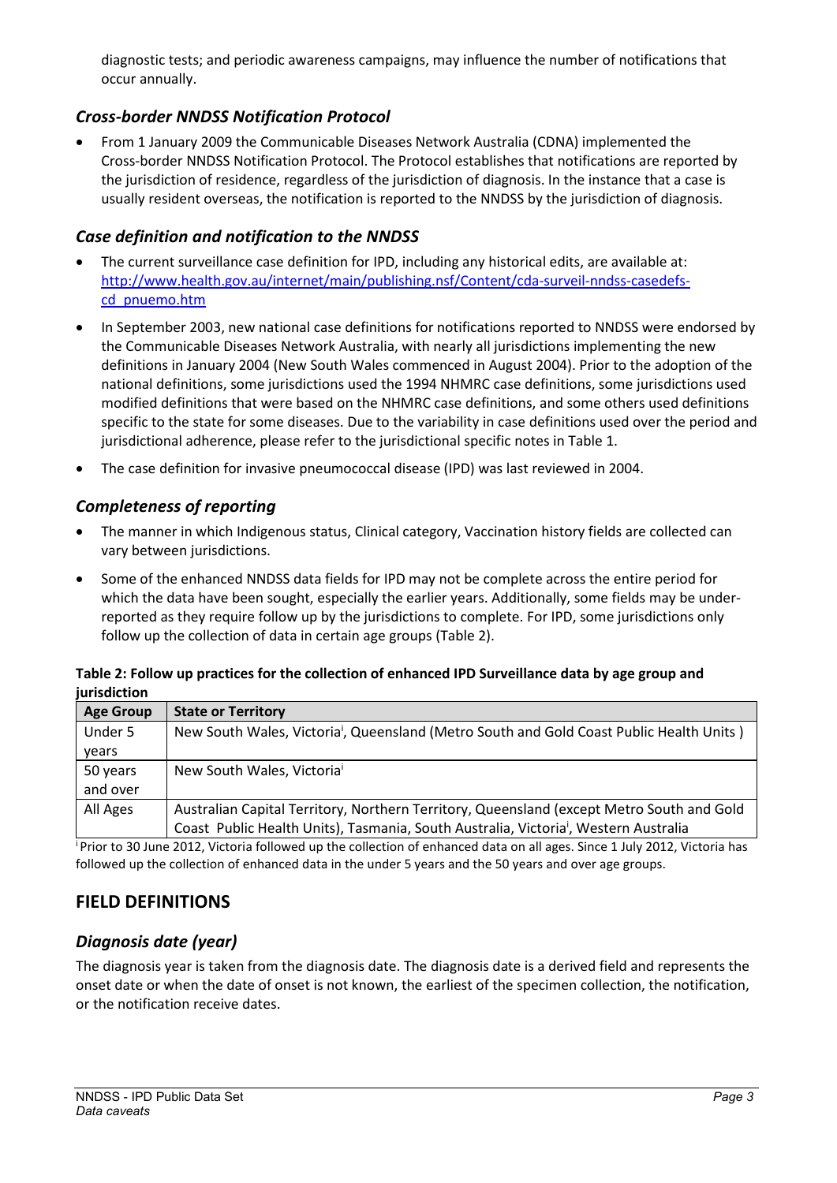diagnostic tests; and periodic awareness campaigns, may influence the number of notifications that occur annually.

### *Cross-border NNDSS Notification Protocol*

- From 1 January 2009 the Communicable Diseases Network Australia (CDNA) implemented the Cross-border NNDSS Notification Protocol. The Protocol establishes that notifications are reported by the jurisdiction of residence, regardless of the jurisdiction of diagnosis. In the instance that a case is usually resident overseas, the notification is reported to the NNDSS by the jurisdiction of diagnosis.

### *Case definition and notification to the NNDSS*

- The current surveillance case definition for IPD, including any historical edits, are available at: http://www.health.gov.au/internet/main/publishing.nsf/Content/cda-surveil-nndss-casedefs-cd_pnuemo.htm
- In September 2003, new national case definitions for notifications reported to NNDSS were endorsed by the Communicable Diseases Network Australia, with nearly all jurisdictions implementing the new definitions in January 2004 (New South Wales commenced in August 2004). Prior to the adoption of the national definitions, some jurisdictions used the 1994 NHMRC case definitions, some jurisdictions used modified definitions that were based on the NHMRC case definitions, and some others used definitions specific to the state for some diseases. Due to the variability in case definitions used over the period and jurisdictional adherence, please refer to the jurisdictional specific notes in Table 1.
- The case definition for invasive pneumococcal disease (IPD) was last reviewed in 2004.

### *Completeness of reporting*

- The manner in which Indigenous status, Clinical category, Vaccination history fields are collected can vary between jurisdictions.
- Some of the enhanced NNDSS data fields for IPD may not be complete across the entire period for which the data have been sought, especially the earlier years. Additionally, some fields may be under-reported as they require follow up by the jurisdictions to complete. For IPD, some jurisdictions only follow up the collection of data in certain age groups (Table 2).

**Table 2: Follow up practices for the collection of enhanced IPD Surveillance data by age group and jurisdiction**

| Age Group | State or Territory |
|---|---|
| Under 5 years | New South Wales, Victoria[i], Queensland (Metro South and Gold Coast Public Health Units ) |
| 50 years and over | New South Wales, Victoria[i] |
| All Ages | Australian Capital Territory, Northern Territory, Queensland (except Metro South and Gold Coast Public Health Units), Tasmania, South Australia, Victoria[i], Western Australia |

[i] Prior to 30 June 2012, Victoria followed up the collection of enhanced data on all ages. Since 1 July 2012, Victoria has followed up the collection of enhanced data in the under 5 years and the 50 years and over age groups.

## FIELD DEFINITIONS

### *Diagnosis date (year)*

The diagnosis year is taken from the diagnosis date. The diagnosis date is a derived field and represents the onset date or when the date of onset is not known, the earliest of the specimen collection, the notification, or the notification receive dates.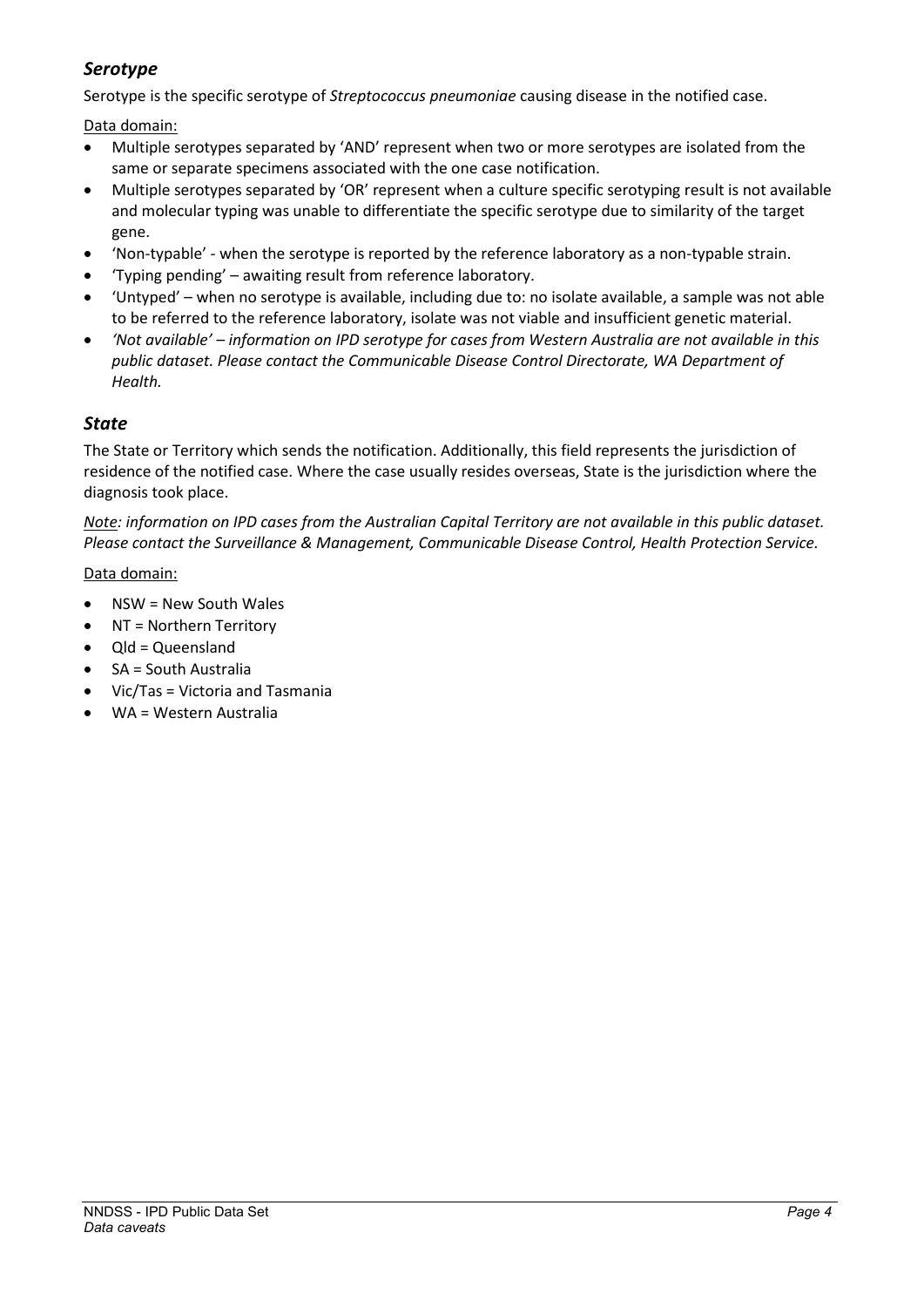## *Serotype*

Serotype is the specific serotype of *Streptococcus pneumoniae* causing disease in the notified case.

Data domain:

- Multiple serotypes separated by 'AND' represent when two or more serotypes are isolated from the same or separate specimens associated with the one case notification.
- Multiple serotypes separated by 'OR' represent when a culture specific serotyping result is not available and molecular typing was unable to differentiate the specific serotype due to similarity of the target gene.
- 'Non-typable' - when the serotype is reported by the reference laboratory as a non-typable strain.
- 'Typing pending' – awaiting result from reference laboratory.
- 'Untyped' – when no serotype is available, including due to: no isolate available, a sample was not able to be referred to the reference laboratory, isolate was not viable and insufficient genetic material.
- *'Not available' – information on IPD serotype for cases from Western Australia are not available in this public dataset. Please contact the Communicable Disease Control Directorate, WA Department of Health.*

## *State*

The State or Territory which sends the notification. Additionally, this field represents the jurisdiction of residence of the notified case. Where the case usually resides overseas, State is the jurisdiction where the diagnosis took place.

*Note: information on IPD cases from the Australian Capital Territory are not available in this public dataset. Please contact the Surveillance & Management, Communicable Disease Control, Health Protection Service.*

Data domain:

- NSW = New South Wales
- NT = Northern Territory
- Qld = Queensland
- SA = South Australia
- Vic/Tas = Victoria and Tasmania
- WA = Western Australia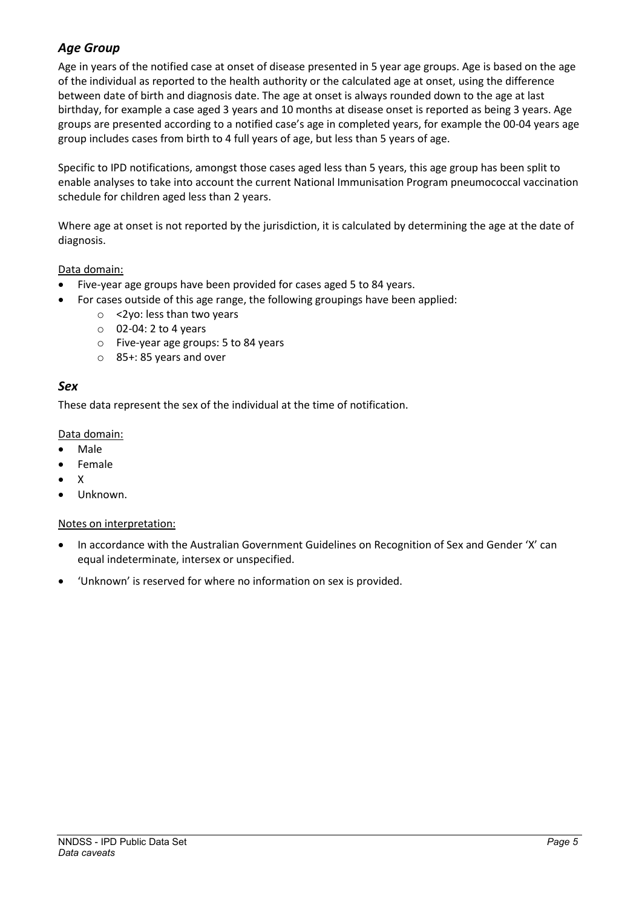## *Age Group*

Age in years of the notified case at onset of disease presented in 5 year age groups. Age is based on the age of the individual as reported to the health authority or the calculated age at onset, using the difference between date of birth and diagnosis date. The age at onset is always rounded down to the age at last birthday, for example a case aged 3 years and 10 months at disease onset is reported as being 3 years. Age groups are presented according to a notified case's age in completed years, for example the 00-04 years age group includes cases from birth to 4 full years of age, but less than 5 years of age.

Specific to IPD notifications, amongst those cases aged less than 5 years, this age group has been split to enable analyses to take into account the current National Immunisation Program pneumococcal vaccination schedule for children aged less than 2 years.

Where age at onset is not reported by the jurisdiction, it is calculated by determining the age at the date of diagnosis.

<u>Data domain:</u>

- Five-year age groups have been provided for cases aged 5 to 84 years.
- For cases outside of this age range, the following groupings have been applied:
  - <2yo: less than two years
  - 02-04: 2 to 4 years
  - Five-year age groups: 5 to 84 years
  - 85+: 85 years and over

## *Sex*

These data represent the sex of the individual at the time of notification.

<u>Data domain:</u>

- Male
- Female
- X
- Unknown.

<u>Notes on interpretation:</u>

- In accordance with the Australian Government Guidelines on Recognition of Sex and Gender 'X' can equal indeterminate, intersex or unspecified.
- 'Unknown' is reserved for where no information on sex is provided.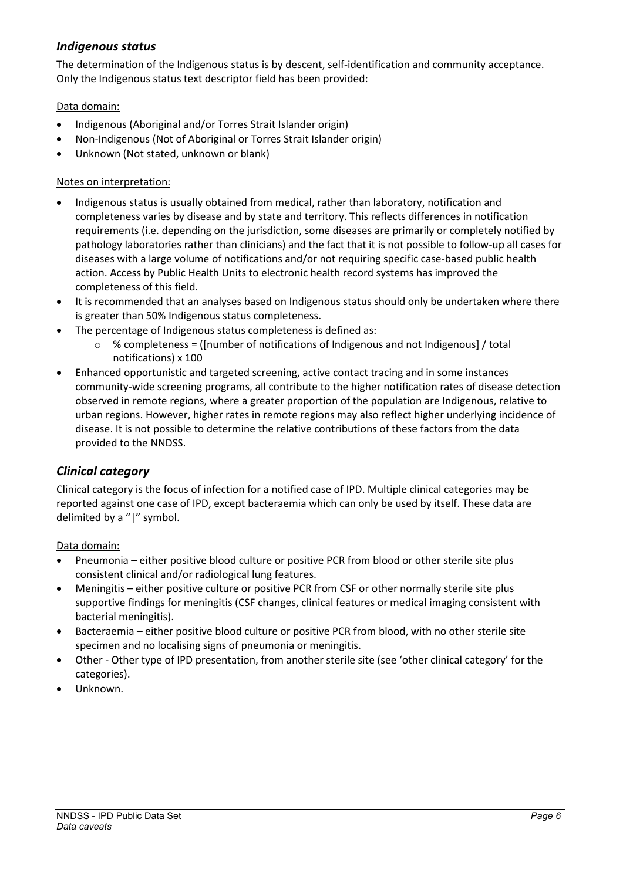### *Indigenous status*

The determination of the Indigenous status is by descent, self-identification and community acceptance. Only the Indigenous status text descriptor field has been provided:

Data domain:

- Indigenous (Aboriginal and/or Torres Strait Islander origin)
- Non-Indigenous (Not of Aboriginal or Torres Strait Islander origin)
- Unknown (Not stated, unknown or blank)

Notes on interpretation:

- Indigenous status is usually obtained from medical, rather than laboratory, notification and completeness varies by disease and by state and territory. This reflects differences in notification requirements (i.e. depending on the jurisdiction, some diseases are primarily or completely notified by pathology laboratories rather than clinicians) and the fact that it is not possible to follow-up all cases for diseases with a large volume of notifications and/or not requiring specific case-based public health action. Access by Public Health Units to electronic health record systems has improved the completeness of this field.
- It is recommended that an analyses based on Indigenous status should only be undertaken where there is greater than 50% Indigenous status completeness.
- The percentage of Indigenous status completeness is defined as:
  - % completeness = ([number of notifications of Indigenous and not Indigenous] / total notifications) x 100
- Enhanced opportunistic and targeted screening, active contact tracing and in some instances community-wide screening programs, all contribute to the higher notification rates of disease detection observed in remote regions, where a greater proportion of the population are Indigenous, relative to urban regions. However, higher rates in remote regions may also reflect higher underlying incidence of disease. It is not possible to determine the relative contributions of these factors from the data provided to the NNDSS.

### *Clinical category*

Clinical category is the focus of infection for a notified case of IPD. Multiple clinical categories may be reported against one case of IPD, except bacteraemia which can only be used by itself. These data are delimited by a "|" symbol.

Data domain:

- Pneumonia – either positive blood culture or positive PCR from blood or other sterile site plus consistent clinical and/or radiological lung features.
- Meningitis – either positive culture or positive PCR from CSF or other normally sterile site plus supportive findings for meningitis (CSF changes, clinical features or medical imaging consistent with bacterial meningitis).
- Bacteraemia – either positive blood culture or positive PCR from blood, with no other sterile site specimen and no localising signs of pneumonia or meningitis.
- Other - Other type of IPD presentation, from another sterile site (see 'other clinical category' for the categories).
- Unknown.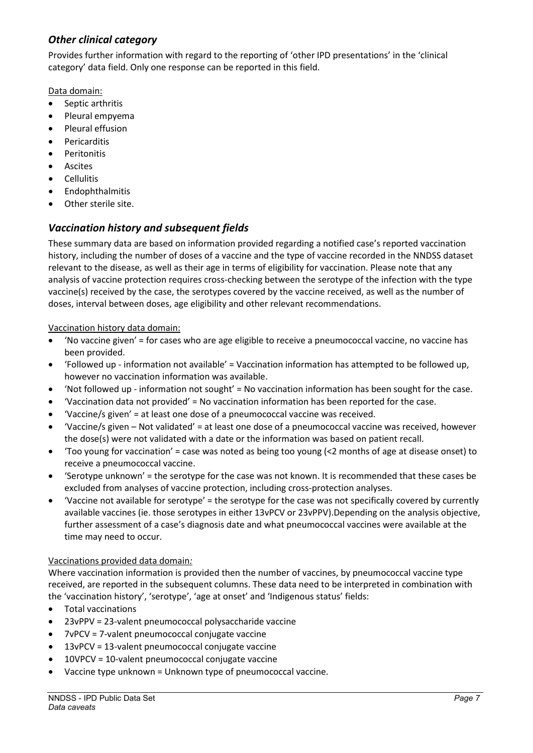## *Other clinical category*

Provides further information with regard to the reporting of 'other IPD presentations' in the 'clinical category' data field. Only one response can be reported in this field.

Data domain:

- Septic arthritis
- Pleural empyema
- Pleural effusion
- Pericarditis
- Peritonitis
- Ascites
- Cellulitis
- Endophthalmitis
- Other sterile site.

## *Vaccination history and subsequent fields*

These summary data are based on information provided regarding a notified case's reported vaccination history, including the number of doses of a vaccine and the type of vaccine recorded in the NNDSS dataset relevant to the disease, as well as their age in terms of eligibility for vaccination. Please note that any analysis of vaccine protection requires cross-checking between the serotype of the infection with the type vaccine(s) received by the case, the serotypes covered by the vaccine received, as well as the number of doses, interval between doses, age eligibility and other relevant recommendations.

Vaccination history data domain:

- 'No vaccine given' = for cases who are age eligible to receive a pneumococcal vaccine, no vaccine has been provided.
- 'Followed up - information not available' = Vaccination information has attempted to be followed up, however no vaccination information was available.
- 'Not followed up - information not sought' = No vaccination information has been sought for the case.
- 'Vaccination data not provided' = No vaccination information has been reported for the case.
- 'Vaccine/s given' = at least one dose of a pneumococcal vaccine was received.
- 'Vaccine/s given – Not validated' = at least one dose of a pneumococcal vaccine was received, however the dose(s) were not validated with a date or the information was based on patient recall.
- 'Too young for vaccination' = case was noted as being too young (<2 months of age at disease onset) to receive a pneumococcal vaccine.
- 'Serotype unknown' = the serotype for the case was not known. It is recommended that these cases be excluded from analyses of vaccine protection, including cross-protection analyses.
- 'Vaccine not available for serotype' = the serotype for the case was not specifically covered by currently available vaccines (ie. those serotypes in either 13vPCV or 23vPPV).Depending on the analysis objective, further assessment of a case's diagnosis date and what pneumococcal vaccines were available at the time may need to occur.

Vaccinations provided data domain*:*

Where vaccination information is provided then the number of vaccines, by pneumococcal vaccine type received, are reported in the subsequent columns. These data need to be interpreted in combination with the 'vaccination history', 'serotype', 'age at onset' and 'Indigenous status' fields:

- Total vaccinations
- 23vPPV = 23-valent pneumococcal polysaccharide vaccine
- 7vPCV = 7-valent pneumococcal conjugate vaccine
- 13vPCV = 13-valent pneumococcal conjugate vaccine
- 10VPCV = 10-valent pneumococcal conjugate vaccine
- Vaccine type unknown = Unknown type of pneumococcal vaccine.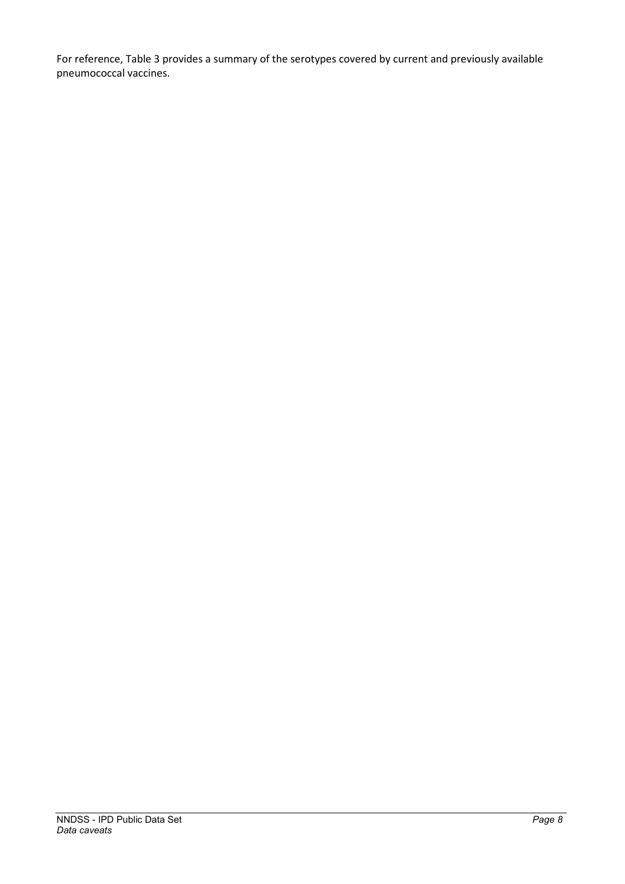For reference, Table 3 provides a summary of the serotypes covered by current and previously available pneumococcal vaccines.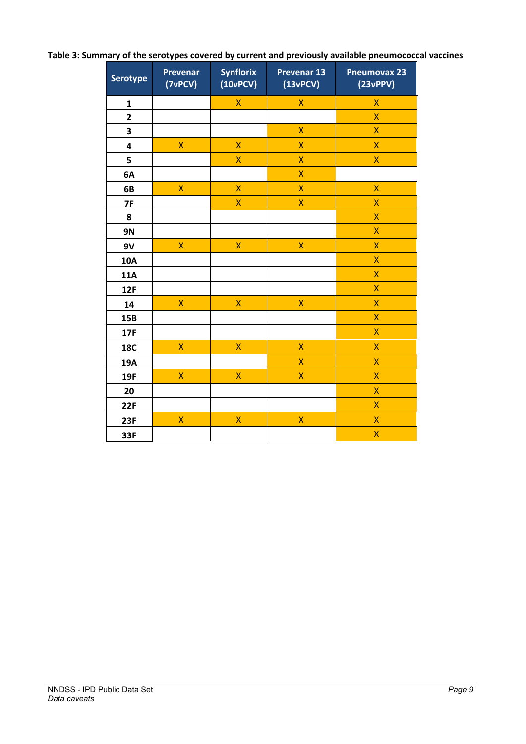**Table 3: Summary of the serotypes covered by current and previously available pneumococcal vaccines**

| Serotype | Prevenar (7vPCV) | Synflorix (10vPCV) | Prevenar 13 (13vPCV) | Pneumovax 23 (23vPPV) |
|---|---|---|---|---|
| 1 | | X | X | X |
| 2 | | | | X |
| 3 | | | X | X |
| 4 | X | X | X | X |
| 5 | | X | X | X |
| 6A | | | X | |
| 6B | X | X | X | X |
| 7F | | X | X | X |
| 8 | | | | X |
| 9N | | | | X |
| 9V | X | X | X | X |
| 10A | | | | X |
| 11A | | | | X |
| 12F | | | | X |
| 14 | X | X | X | X |
| 15B | | | | X |
| 17F | | | | X |
| 18C | X | X | X | X |
| 19A | | | X | X |
| 19F | X | X | X | X |
| 20 | | | | X |
| 22F | | | | X |
| 23F | X | X | X | X |
| 33F | | | | X |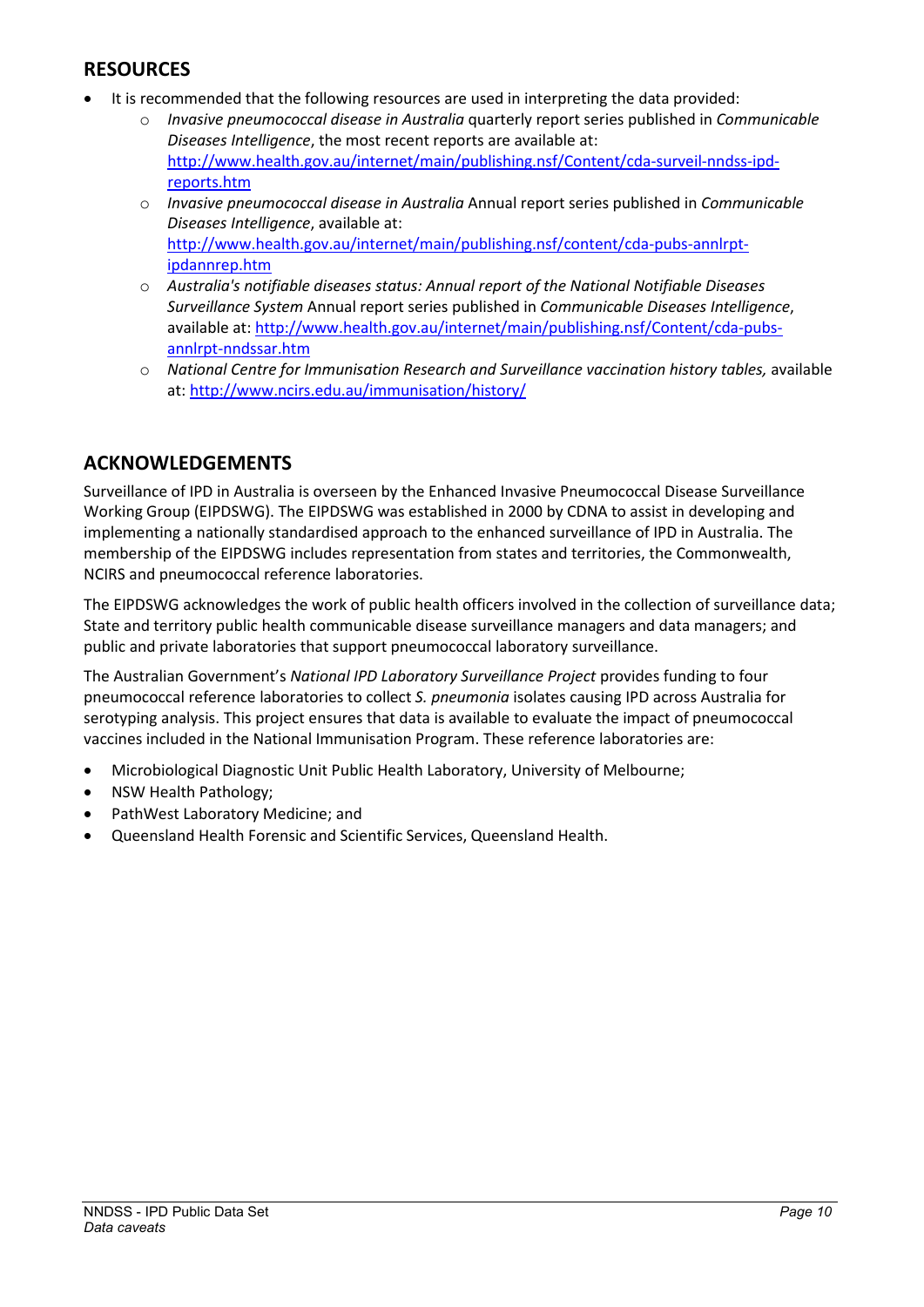## RESOURCES

- It is recommended that the following resources are used in interpreting the data provided:
  - *Invasive pneumococcal disease in Australia* quarterly report series published in *Communicable Diseases Intelligence*, the most recent reports are available at: http://www.health.gov.au/internet/main/publishing.nsf/Content/cda-surveil-nndss-ipd-reports.htm
  - *Invasive pneumococcal disease in Australia* Annual report series published in *Communicable Diseases Intelligence*, available at: http://www.health.gov.au/internet/main/publishing.nsf/content/cda-pubs-annlrpt-ipdannrep.htm
  - *Australia's notifiable diseases status: Annual report of the National Notifiable Diseases Surveillance System* Annual report series published in *Communicable Diseases Intelligence*, available at: http://www.health.gov.au/internet/main/publishing.nsf/Content/cda-pubs-annlrpt-nndssar.htm
  - *National Centre for Immunisation Research and Surveillance vaccination history tables,* available at: http://www.ncirs.edu.au/immunisation/history/

## ACKNOWLEDGEMENTS

Surveillance of IPD in Australia is overseen by the Enhanced Invasive Pneumococcal Disease Surveillance Working Group (EIPDSWG). The EIPDSWG was established in 2000 by CDNA to assist in developing and implementing a nationally standardised approach to the enhanced surveillance of IPD in Australia. The membership of the EIPDSWG includes representation from states and territories, the Commonwealth, NCIRS and pneumococcal reference laboratories.

The EIPDSWG acknowledges the work of public health officers involved in the collection of surveillance data; State and territory public health communicable disease surveillance managers and data managers; and public and private laboratories that support pneumococcal laboratory surveillance.

The Australian Government's *National IPD Laboratory Surveillance Project* provides funding to four pneumococcal reference laboratories to collect *S. pneumonia* isolates causing IPD across Australia for serotyping analysis. This project ensures that data is available to evaluate the impact of pneumococcal vaccines included in the National Immunisation Program. These reference laboratories are:

- Microbiological Diagnostic Unit Public Health Laboratory, University of Melbourne;
- NSW Health Pathology;
- PathWest Laboratory Medicine; and
- Queensland Health Forensic and Scientific Services, Queensland Health.